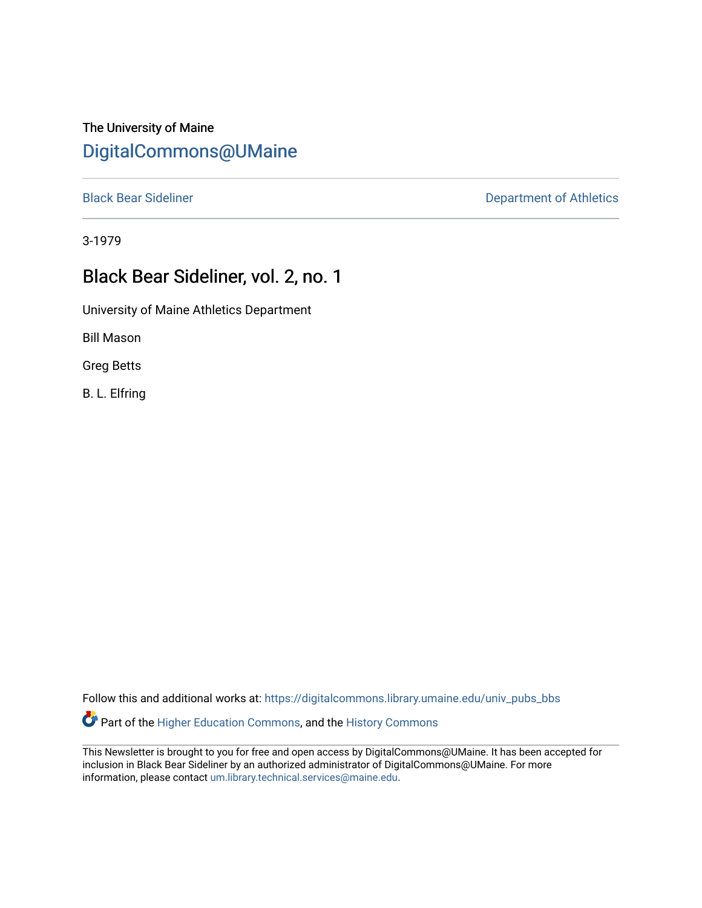The University of Maine

# DigitalCommons@UMaine

Black Bear Sideliner | Department of Athletics

3-1979

## Black Bear Sideliner, vol. 2, no. 1

University of Maine Athletics Department

Bill Mason

Greg Betts

B. L. Elfring

Follow this and additional works at: https://digitalcommons.library.umaine.edu/univ_pubs_bbs

Part of the Higher Education Commons, and the History Commons

This Newsletter is brought to you for free and open access by DigitalCommons@UMaine. It has been accepted for inclusion in Black Bear Sideliner by an authorized administrator of DigitalCommons@UMaine. For more information, please contact um.library.technical.services@maine.edu.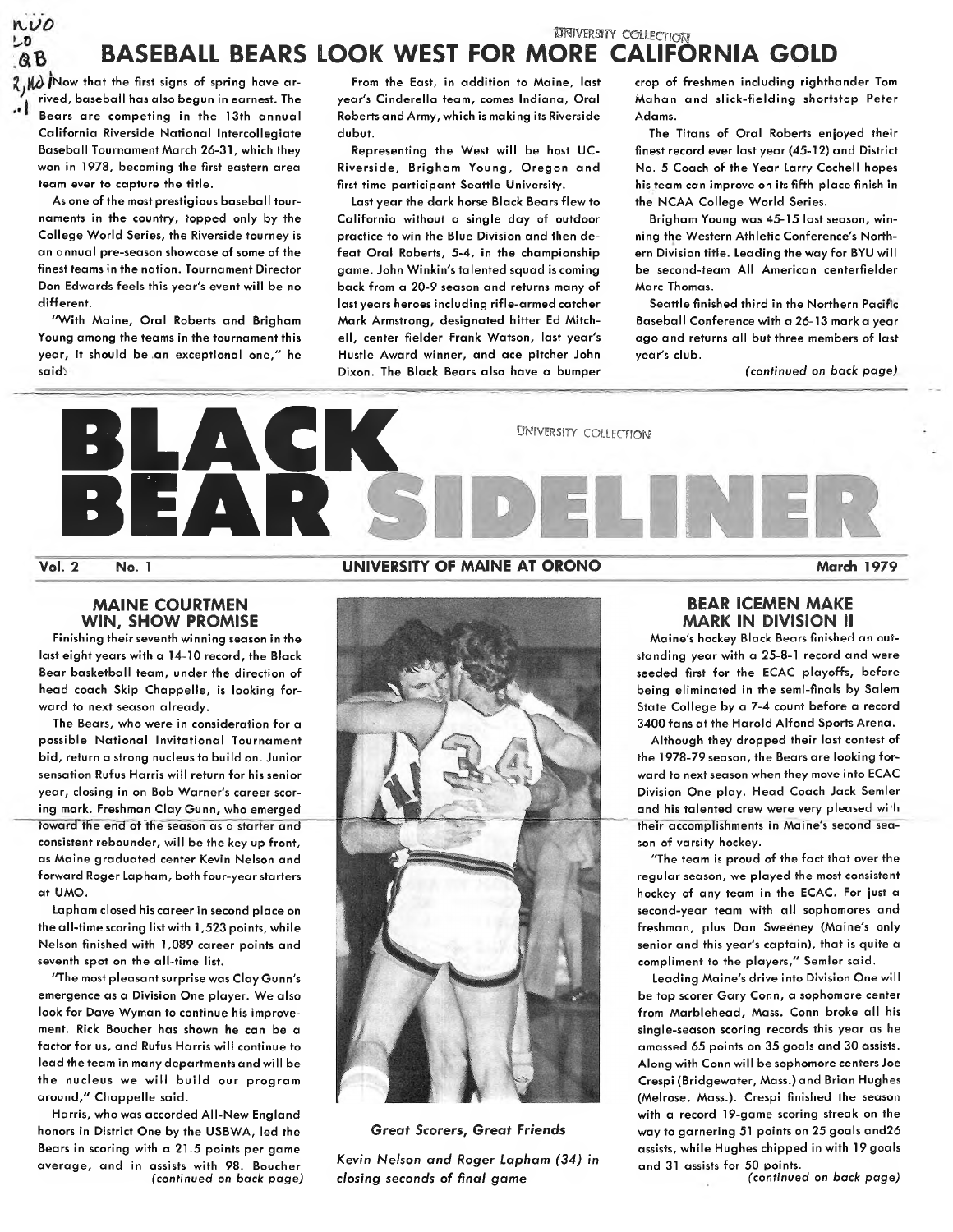# BASEBALL BEARS LOOK WEST FOR MORE CALIFORNIA GOLD

Now that the first signs of spring have arrived, baseball has also begun in earnest. The Bears are competing in the 13th annual California Riverside National Intercollegiate Baseball Tournament March 26-31, which they won in 1978, becoming the first eastern area team ever to capture the title.

As one of the most prestigious baseball tournaments in the country, topped only by the College World Series, the Riverside tourney is an annual pre-season showcase of some of the finest teams in the nation. Tournament Director Don Edwards feels this year's event will be no different.

"With Maine, Oral Roberts and Brigham Young among the teams in the tournament this year, it should be an exceptional one," he said.

From the East, in addition to Maine, last year's Cinderella team, comes Indiana, Oral Roberts and Army, which is making its Riverside dubut.

Representing the West will be host UC-Riverside, Brigham Young, Oregon and first-time participant Seattle University.

Last year the dark horse Black Bears flew to California without a single day of outdoor practice to win the Blue Division and then defeat Oral Roberts, 5-4, in the championship game. John Winkin's talented squad is coming back from a 20-9 season and returns many of last years heroes including rifle-armed catcher Mark Armstrong, designated hitter Ed Mitchell, center fielder Frank Watson, last year's Hustle Award winner, and ace pitcher John Dixon. The Black Bears also have a bumper crop of freshmen including righthander Tom Mahan and slick-fielding shortstop Peter Adams.

The Titans of Oral Roberts enjoyed their finest record ever last year (45-12) and District No. 5 Coach of the Year Larry Cochell hopes his team can improve on its fifth-place finish in the NCAA College World Series.

Brigham Young was 45-15 last season, winning the Western Athletic Conference's Northern Division title. Leading the way for BYU will be second-team All American centerfielder Marc Thomas.

Seattle finished third in the Northern Pacific Baseball Conference with a 26-13 mark a year ago and returns all but three members of last year's club.

*(continued on back page)*

# BLACK BEAR SIDELINER

Vol. 2 No. 1 — UNIVERSITY OF MAINE AT ORONO — March 1979

## MAINE COURTMEN WIN, SHOW PROMISE

Finishing their seventh winning season in the last eight years with a 14-10 record, the Black Bear basketball team, under the direction of head coach Skip Chappelle, is looking forward to next season already.

The Bears, who were in consideration for a possible National Invitational Tournament bid, return a strong nucleus to build on. Junior sensation Rufus Harris will return for his senior year, closing in on Bob Warner's career scoring mark. Freshman Clay Gunn, who emerged toward the end of the season as a starter and consistent rebounder, will be the key up front, as Maine graduated center Kevin Nelson and forward Roger Lapham, both four-year starters at UMO.

Lapham closed his career in second place on the all-time scoring list with 1,523 points, while Nelson finished with 1,089 career points and seventh spot on the all-time list.

"The most pleasant surprise was Clay Gunn's emergence as a Division One player. We also look for Dave Wyman to continue his improvement. Rick Boucher has shown he can be a factor for us, and Rufus Harris will continue to lead the team in many departments and will be the nucleus we will build our program around," Chappelle said.

Harris, who was accorded All-New England honors in District One by the USBWA, led the Bears in scoring with a 21.5 points per game average, and in assists with 98. Boucher

*(continued on back page)*

***Great Scorers, Great Friends***

*Kevin Nelson and Roger Lapham (34) in closing seconds of final game*

## BEAR ICEMEN MAKE MARK IN DIVISION II

Maine's hockey Black Bears finished an outstanding year with a 25-8-1 record and were seeded first for the ECAC playoffs, before being eliminated in the semi-finals by Salem State College by a 7-4 count before a record 3400 fans at the Harold Alfond Sports Arena.

Although they dropped their last contest of the 1978-79 season, the Bears are looking forward to next season when they move into ECAC Division One play. Head Coach Jack Semler and his talented crew were very pleased with their accomplishments in Maine's second season of varsity hockey.

"The team is proud of the fact that over the regular season, we played the most consistent hockey of any team in the ECAC. For just a second-year team with all sophomores and freshman, plus Dan Sweeney (Maine's only senior and this year's captain), that is quite a compliment to the players," Semler said.

Leading Maine's drive into Division One will be top scorer Gary Conn, a sophomore center from Marblehead, Mass. Conn broke all his single-season scoring records this year as he amassed 65 points on 35 goals and 30 assists. Along with Conn will be sophomore centers Joe Crespi (Bridgewater, Mass.) and Brian Hughes (Melrose, Mass.). Crespi finished the season with a record 19-game scoring streak on the way to garnering 51 points on 25 goals and26 assists, while Hughes chipped in with 19 goals and 31 assists for 50 points.

*(continued on back page)*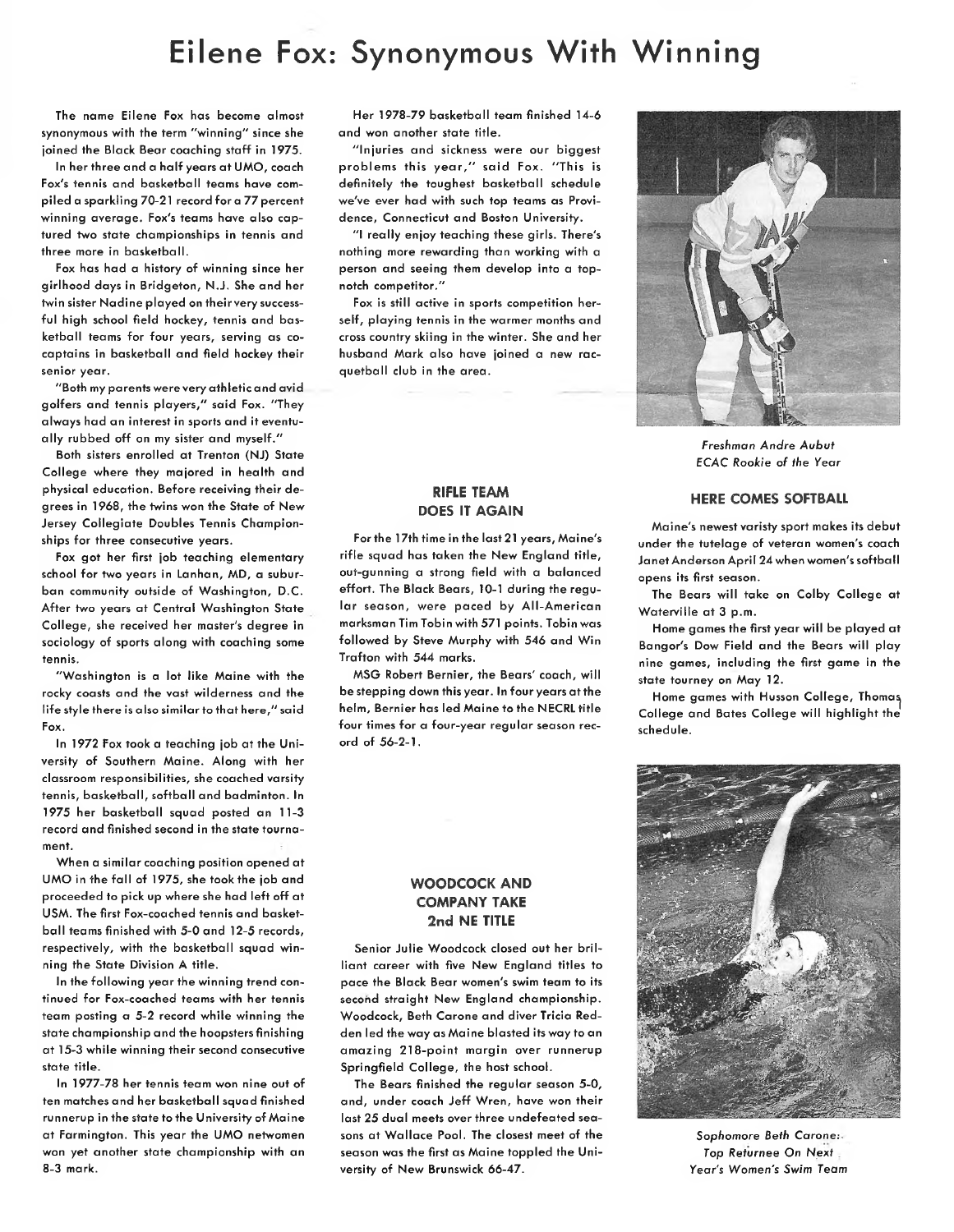# Eilene Fox: Synonymous With Winning

The name Eilene Fox has become almost synonymous with the term "winning" since she joined the Black Bear coaching staff in 1975.

In her three and a half years at UMO, coach Fox's tennis and basketball teams have compiled a sparkling 70-21 record for a 77 percent winning average. Fox's teams have also captured two state championships in tennis and three more in basketball.

Fox has had a history of winning since her girlhood days in Bridgeton, N.J. She and her twin sister Nadine played on their very successful high school field hockey, tennis and basketball teams for four years, serving as co-captains in basketball and field hockey their senior year.

"Both my parents were very athletic and avid golfers and tennis players," said Fox. "They always had an interest in sports and it eventually rubbed off on my sister and myself."

Both sisters enrolled at Trenton (NJ) State College where they majored in health and physical education. Before receiving their degrees in 1968, the twins won the State of New Jersey Collegiate Doubles Tennis Championships for three consecutive years.

Fox got her first job teaching elementary school for two years in Lanhan, MD, a suburban community outside of Washington, D.C. After two years at Central Washington State College, she received her master's degree in sociology of sports along with coaching some tennis.

"Washington is a lot like Maine with the rocky coasts and the vast wilderness and the life style there is also similar to that here," said Fox.

In 1972 Fox took a teaching job at the University of Southern Maine. Along with her classroom responsibilities, she coached varsity tennis, basketball, softball and badminton. In 1975 her basketball squad posted an 11-3 record and finished second in the state tournament.

When a similar coaching position opened at UMO in the fall of 1975, she took the job and proceeded to pick up where she had left off at USM. The first Fox-coached tennis and basketball teams finished with 5-0 and 12-5 records, respectively, with the basketball squad winning the State Division A title.

In the following year the winning trend continued for Fox-coached teams with her tennis team posting a 5-2 record while winning the state championship and the hoopsters finishing at 15-3 while winning their second consecutive state title.

In 1977-78 her tennis team won nine out of ten matches and her basketball squad finished runnerup in the state to the University of Maine at Farmington. This year the UMO netwomen won yet another state championship with an 8-3 mark.

Her 1978-79 basketball team finished 14-6 and won another state title.

"Injuries and sickness were our biggest problems this year," said Fox. "This is definitely the toughest basketball schedule we've ever had with such top teams as Providence, Connecticut and Boston University.

"I really enjoy teaching these girls. There's nothing more rewarding than working with a person and seeing them develop into a top-notch competitor."

Fox is still active in sports competition herself, playing tennis in the warmer months and cross country skiing in the winter. She and her husband Mark also have joined a new racquetball club in the area.

## RIFLE TEAM DOES IT AGAIN

For the 17th time in the last 21 years, Maine's rifle squad has taken the New England title, out-gunning a strong field with a balanced effort. The Black Bears, 10-1 during the regular season, were paced by All-American marksman Tim Tobin with 571 points. Tobin was followed by Steve Murphy with 546 and Win Trafton with 544 marks.

MSG Robert Bernier, the Bears' coach, will be stepping down this year. In four years at the helm, Bernier has led Maine to the NECRL title four times for a four-year regular season record of 56-2-1.

## WOODCOCK AND COMPANY TAKE 2nd NE TITLE

Senior Julie Woodcock closed out her brilliant career with five New England titles to pace the Black Bear women's swim team to its second straight New England championship. Woodcock, Beth Carone and diver Tricia Redden led the way as Maine blasted its way to an amazing 218-point margin over runnerup Springfield College, the host school.

The Bears finished the regular season 5-0, and, under coach Jeff Wren, have won their last 25 dual meets over three undefeated seasons at Wallace Pool. The closest meet of the season was the first as Maine toppled the University of New Brunswick 66-47.

*Freshman Andre Aubut*
*ECAC Rookie of the Year*

## HERE COMES SOFTBALL

Maine's newest varisty sport makes its debut under the tutelage of veteran women's coach Janet Anderson April 24 when women's softball opens its first season.

The Bears will take on Colby College at Waterville at 3 p.m.

Home games the first year will be played at Bangor's Dow Field and the Bears will play nine games, including the first game in the state tourney on May 12.

Home games with Husson College, Thomas College and Bates College will highlight the schedule.

*Sophomore Beth Carone:*
*Top Returnee On Next Year's Women's Swim Team*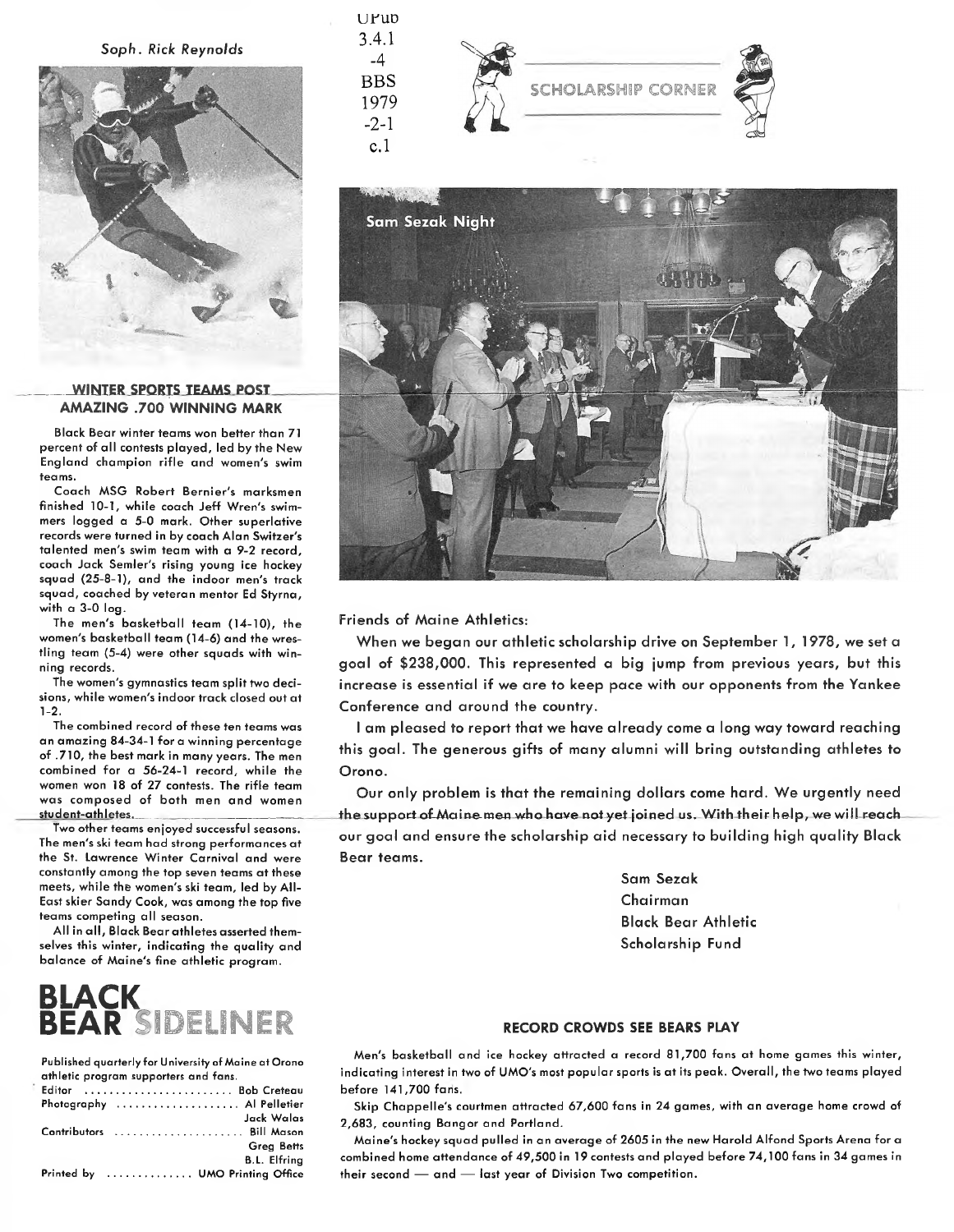Soph. Rick Reynolds

## WINTER SPORTS TEAMS POST AMAZING .700 WINNING MARK

Black Bear winter teams won better than 71 percent of all contests played, led by the New England champion rifle and women's swim teams.

Coach MSG Robert Bernier's marksmen finished 10-1, while coach Jeff Wren's swimmers logged a 5-0 mark. Other superlative records were turned in by coach Alan Switzer's talented men's swim team with a 9-2 record, coach Jack Semler's rising young ice hockey squad (25-8-1), and the indoor men's track squad, coached by veteran mentor Ed Styrna, with a 3-0 log.

The men's basketball team (14-10), the women's basketball team (14-6) and the wrestling team (5-4) were other squads with winning records.

The women's gymnastics team split two decisions, while women's indoor track closed out at 1-2.

The combined record of these ten teams was an amazing 84-34-1 for a winning percentage of .710, the best mark in many years. The men combined for a 56-24-1 record, while the women won 18 of 27 contests. The rifle team was composed of both men and women student-athletes.

Two other teams enjoyed successful seasons. The men's ski team had strong performances at the St. Lawrence Winter Carnival and were constantly among the top seven teams at these meets, while the women's ski team, led by All-East skier Sandy Cook, was among the top five teams competing all season.

All in all, Black Bear athletes asserted themselves this winter, indicating the quality and balance of Maine's fine athletic program.

# BLACK BEAR SIDELINER

Published quarterly for University of Maine at Orono athletic program supporters and fans.

Editor ........................ Bob Creteau
Photography .................... Al Pelletier
Jack Walas
Contributors ..................... Bill Mason
Greg Betts
B.L. Elfring
Printed by ............. UMO Printing Office

UPub
3.4.1
-4
BBS
1979
-2-1
c.1

## SCHOLARSHIP CORNER

Sam Sezak Night

Friends of Maine Athletics:

When we began our athletic scholarship drive on September 1, 1978, we set a goal of $238,000. This represented a big jump from previous years, but this increase is essential if we are to keep pace with our opponents from the Yankee Conference and around the country.

I am pleased to report that we have already come a long way toward reaching this goal. The generous gifts of many alumni will bring outstanding athletes to Orono.

Our only problem is that the remaining dollars come hard. We urgently need the support of Maine men who have not yet joined us. With their help, we will reach our goal and ensure the scholarship aid necessary to building high quality Black Bear teams.

Sam Sezak
Chairman
Black Bear Athletic
Scholarship Fund

## RECORD CROWDS SEE BEARS PLAY

Men's basketball and ice hockey attracted a record 81,700 fans at home games this winter, indicating interest in two of UMO's most popular sports is at its peak. Overall, the two teams played before 141,700 fans.

Skip Chappelle's courtmen attracted 67,600 fans in 24 games, with an average home crowd of 2,683, counting Bangor and Portland.

Maine's hockey squad pulled in an average of 2605 in the new Harold Alfond Sports Arena for a combined home attendance of 49,500 in 19 contests and played before 74,100 fans in 34 games in their second — and — last year of Division Two competition.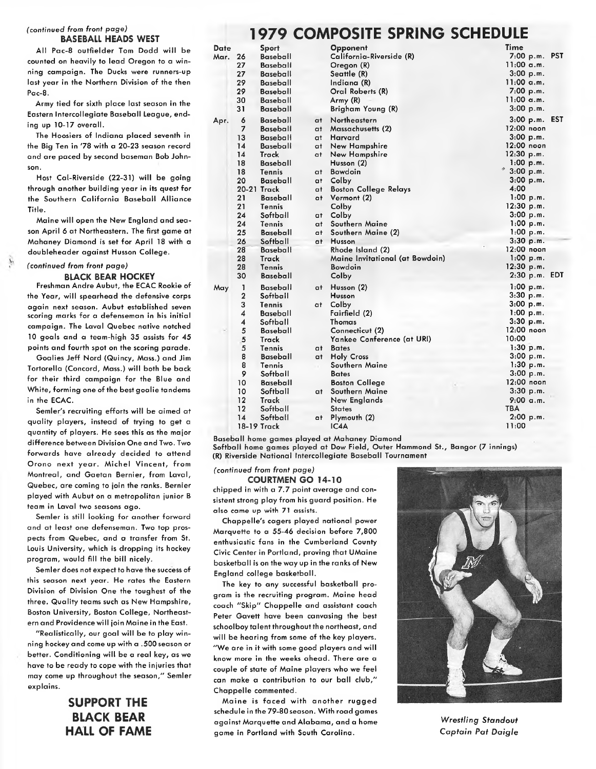*(continued from front page)*

### BASEBALL HEADS WEST

All Pac-8 outfielder Tom Dodd will be counted on heavily to lead Oregon to a winning campaign. The Ducks were runners-up last year in the Northern Division of the then Pac-8.

Army tied for sixth place last season in the Eastern Intercollegiate Baseball League, ending up 10-17 overall.

The Hoosiers of Indiana placed seventh in the Big Ten in '78 with a 20-23 season record and are paced by second baseman Bob Johnson.

Host Cal-Riverside (22-31) will be going through another building year in its quest for the Southern California Baseball Alliance Title.

Maine will open the New England and season April 6 at Northeastern. The first game at Mahaney Diamond is set for April 18 with a doubleheader against Husson College.

*(continued from front page)*

### BLACK BEAR HOCKEY

Freshman Andre Aubut, the ECAC Rookie of the Year, will spearhead the defensive corps again next season. Aubut established seven scoring marks for a defenseman in his initial campaign. The Laval Quebec native notched 10 goals and a team-high 35 assists for 45 points and fourth spot on the scoring parade.

Goalies Jeff Nord (Quincy, Mass.) and Jim Tortorella (Concord, Mass.) will both be back for their third campaign for the Blue and White, forming one of the best goalie tandems in the ECAC.

Semler's recruiting efforts will be aimed at quality players, instead of trying to get a quantity of players. He sees this as the major difference between Division One and Two. Two forwards have already decided to attend Orono next year. Michel Vincent, from Montreal, and Gaetan Bernier, from Laval, Quebec, are coming to join the ranks. Bernier played with Aubut on a metropolitan junior B team in Laval two seasons ago.

Semler is still looking for another forward and at least one defenseman. Two top prospects from Quebec, and a transfer from St. Louis University, which is dropping its hockey program, would fill the bill nicely.

Semler does not expect to have the success of this season next year. He rates the Eastern Division of Division One the toughest of the three. Quality teams such as New Hampshire, Boston University, Boston College, Northeastern and Providence will join Maine in the East.

"Realistically, our goal will be to play winning hockey and come up with a .500 season or better. Conditioning will be a real key, as we have to be ready to cope with the injuries that may come up throughout the season," Semler explains.

## SUPPORT THE BLACK BEAR HALL OF FAME

# 1979 COMPOSITE SPRING SCHEDULE

| Date | | Sport | | Opponent | Time |
|---|---|---|---|---|---|
| Mar. | 26 | Baseball | | California-Riverside (R) | 7:00 p.m. PST |
| | 27 | Baseball | | Oregon (R) | 11:00 a.m. |
| | 27 | Baseball | | Seattle (R) | 3:00 p.m. |
| | 29 | Baseball | | Indiana (R) | 11:00 a.m. |
| | 29 | Baseball | | Oral Roberts (R) | 7:00 p.m. |
| | 30 | Baseball | | Army (R) | 11:00 a.m. |
| | 31 | Baseball | | Brigham Young (R) | 3:00 p.m. |
| Apr. | 6 | Baseball | at | Northeastern | 3:00 p.m. EST |
| | 7 | Baseball | at | Massachusetts (2) | 12:00 noon |
| | 13 | Baseball | at | Harvard | 3:00 p.m. |
| | 14 | Baseball | at | New Hampshire | 12:00 noon |
| | 14 | Track | at | New Hampshire | 12:30 p.m. |
| | 18 | Baseball | | Husson (2) | 1:00 p.m. |
| | 18 | Tennis | at | Bowdoin | 3:00 p.m. |
| | 20 | Baseball | at | Colby | 3:00 p.m. |
| | 20-21 | Track | at | Boston College Relays | 4:00 |
| | 21 | Baseball | at | Vermont (2) | 1:00 p.m. |
| | 21 | Tennis | | Colby | 12:30 p.m. |
| | 24 | Softball | at | Colby | 3:00 p.m. |
| | 24 | Tennis | at | Southern Maine | 1:00 p.m. |
| | 25 | Baseball | at | Southern Maine (2) | 1:00 p.m. |
| | 26 | Softball | at | Husson | 3:30 p.m. |
| | 28 | Baseball | | Rhode Island (2) | 12:00 noon |
| | 28 | Track | | Maine Invitational (at Bowdoin) | 1:00 p.m. |
| | 28 | Tennis | | Bowdoin | 12:30 p.m. |
| | 30 | Baseball | | Colby | 2:30 p.m. EDT |
| May | 1 | Baseball | at | Husson (2) | 1:00 p.m. |
| | 2 | Softball | | Husson | 3:30 p.m. |
| | 3 | Tennis | at | Colby | 3:00 p.m. |
| | 4 | Baseball | | Fairfield (2) | 1:00 p.m. |
| | 4 | Softball | | Thomas | 3:30 p.m. |
| | 5 | Baseball | | Connecticut (2) | 12:00 noon |
| | 5 | Track | | Yankee Conference (at URI) | 10:00 |
| | 5 | Tennis | at | Bates | 1:30 p.m. |
| | 8 | Baseball | at | Holy Cross | 3:00 p.m. |
| | 8 | Tennis | | Southern Maine | 1:30 p.m. |
| | 9 | Softball | | Bates | 3:00 p.m. |
| | 10 | Baseball | | Boston College | 12:00 noon |
| | 10 | Softball | at | Southern Maine | 3:30 p.m. |
| | 12 | Track | | New Englands | 9:00 a.m. |
| | 12 | Softball | | States | TBA |
| | 14 | Softball | at | Plymouth (2) | 2:00 p.m. |
| | 18-19 | Track | | IC4A | 11:00 |

Baseball home games played at Mahaney Diamond
Softball home games played at Dow Field, Outer Hammond St., Bangor (7 innings)
(R) Riverside National Intercollegiate Baseball Tournament

*(continued from front page)*

### COURTMEN GO 14-10

chipped in with a 7.7 point average and consistent strong play from his guard position. He also came up with 71 assists.

Chappelle's cagers played national power Marquette to a 55-46 decision before 7,800 enthusiastic fans in the Cumberland County Civic Center in Portland, proving that UMaine basketball is on the way up in the ranks of New England college basketball.

The key to any successful basketball program is the recruiting program. Maine head coach "Skip" Chappelle and assistant coach Peter Gavett have been canvasing the best schoolboy talent throughout the northeast, and will be hearing from some of the key players. "We are in it with some good players and will know more in the weeks ahead. There are a couple of state of Maine players who we feel can make a contribution to our ball club," Chappelle commented.

Maine is faced with another rugged schedule in the 79-80 season. With road games against Marquette and Alabama, and a home game in Portland with South Carolina.

*Wrestling Standout Captain Pat Daigle*